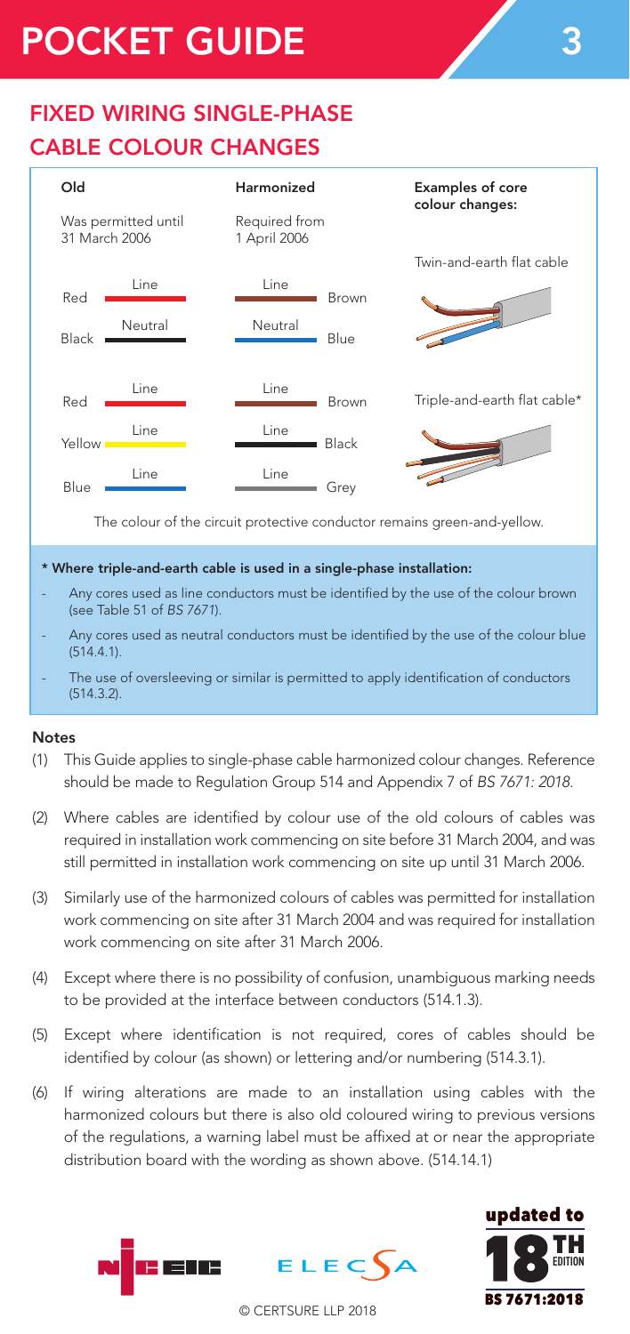# POCKET GUIDE 3

## FIXED WIRING SINGLE-PHASE CABLE COLOUR CHANGES

| Old<br>Was permitted until 31 March 2006 | | Harmonized<br>Required from 1 April 2006 | | Examples of core colour changes: |
|---|---|---|---|---|
| Red | Line | Line | Brown | Twin-and-earth flat cable |
| Black | Neutral | Neutral | Blue | |
| Red | Line | Line | Brown | Triple-and-earth flat cable* |
| Yellow | Line | Line | Black | |
| Blue | Line | Line | Grey | |

The colour of the circuit protective conductor remains green-and-yellow.

**\* Where triple-and-earth cable is used in a single-phase installation:**

- Any cores used as line conductors must be identified by the use of the colour brown (see Table 51 of *BS 7671*).
- Any cores used as neutral conductors must be identified by the use of the colour blue (514.4.1).
- The use of oversleeving or similar is permitted to apply identification of conductors (514.3.2).

**Notes**

(1) This Guide applies to single-phase cable harmonized colour changes. Reference should be made to Regulation Group 514 and Appendix 7 of *BS 7671: 2018.*

(2) Where cables are identified by colour use of the old colours of cables was required in installation work commencing on site before 31 March 2004, and was still permitted in installation work commencing on site up until 31 March 2006.

(3) Similarly use of the harmonized colours of cables was permitted for installation work commencing on site after 31 March 2004 and was required for installation work commencing on site after 31 March 2006.

(4) Except where there is no possibility of confusion, unambiguous marking needs to be provided at the interface between conductors (514.1.3).

(5) Except where identification is not required, cores of cables should be identified by colour (as shown) or lettering and/or numbering (514.3.1).

(6) If wiring alterations are made to an installation using cables with the harmonized colours but there is also old coloured wiring to previous versions of the regulations, a warning label must be affixed at or near the appropriate distribution board with the wording as shown above. (514.14.1)

updated to 18TH EDITION BS 7671:2018

© CERTSURE LLP 2018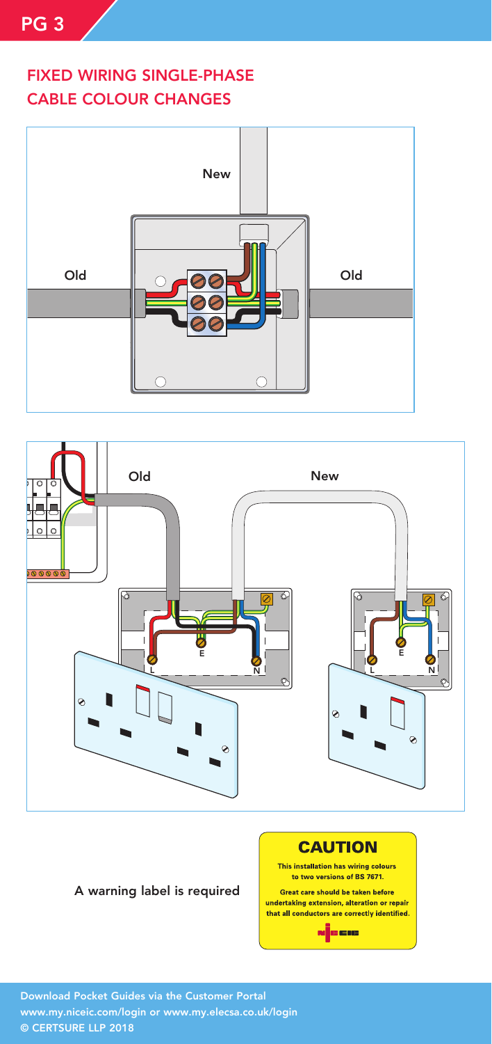## FIXED WIRING SINGLE-PHASE CABLE COLOUR CHANGES

New

Old

Old

Old

New

E

L

N

E

L

N

A warning label is required

**CAUTION**

This installation has wiring colours to two versions of BS 7671.

Great care should be taken before undertaking extension, alteration or repair that all conductors are correctly identified.

Download Pocket Guides via the Customer Portal
www.my.niceic.com/login or www.my.elecsa.co.uk/login
© CERTSURE LLP 2018